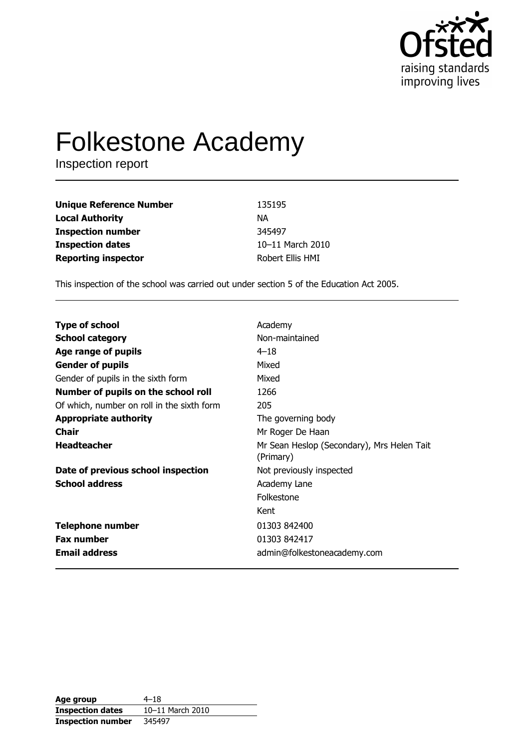# Folkestone Academy

Inspection report

| | |
|---|---|
| **Unique Reference Number** | 135195 |
| **Local Authority** | NA |
| **Inspection number** | 345497 |
| **Inspection dates** | 10–11 March 2010 |
| **Reporting inspector** | Robert Ellis HMI |

This inspection of the school was carried out under section 5 of the Education Act 2005.

| | |
|---|---|
| **Type of school** | Academy |
| **School category** | Non-maintained |
| **Age range of pupils** | 4–18 |
| **Gender of pupils** | Mixed |
| Gender of pupils in the sixth form | Mixed |
| **Number of pupils on the school roll** | 1266 |
| Of which, number on roll in the sixth form | 205 |
| **Appropriate authority** | The governing body |
| **Chair** | Mr Roger De Haan |
| **Headteacher** | Mr Sean Heslop (Secondary), Mrs Helen Tait (Primary) |
| **Date of previous school inspection** | Not previously inspected |
| **School address** | Academy Lane<br>Folkestone<br>Kent |
| **Telephone number** | 01303 842400 |
| **Fax number** | 01303 842417 |
| **Email address** | admin@folkestoneacademy.com |

| | |
|---|---|
| **Age group** | 4–18 |
| **Inspection dates** | 10–11 March 2010 |
| **Inspection number** | 345497 |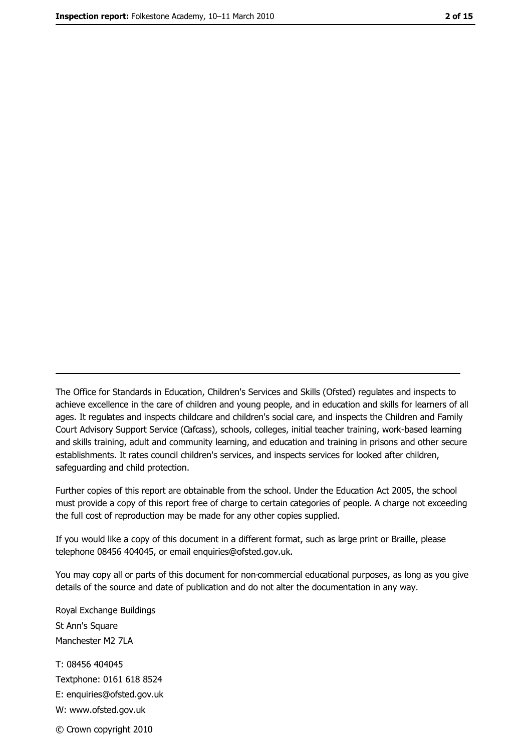The Office for Standards in Education, Children's Services and Skills (Ofsted) regulates and inspects to achieve excellence in the care of children and young people, and in education and skills for learners of all ages. It regulates and inspects childcare and children's social care, and inspects the Children and Family Court Advisory Support Service (Cafcass), schools, colleges, initial teacher training, work-based learning and skills training, adult and community learning, and education and training in prisons and other secure establishments. It rates council children's services, and inspects services for looked after children, safeguarding and child protection.

Further copies of this report are obtainable from the school. Under the Education Act 2005, the school must provide a copy of this report free of charge to certain categories of people. A charge not exceeding the full cost of reproduction may be made for any other copies supplied.

If you would like a copy of this document in a different format, such as large print or Braille, please telephone 08456 404045, or email enquiries@ofsted.gov.uk.

You may copy all or parts of this document for non-commercial educational purposes, as long as you give details of the source and date of publication and do not alter the documentation in any way.

Royal Exchange Buildings
St Ann's Square
Manchester M2 7LA

T: 08456 404045
Textphone: 0161 618 8524
E: enquiries@ofsted.gov.uk
W: www.ofsted.gov.uk

© Crown copyright 2010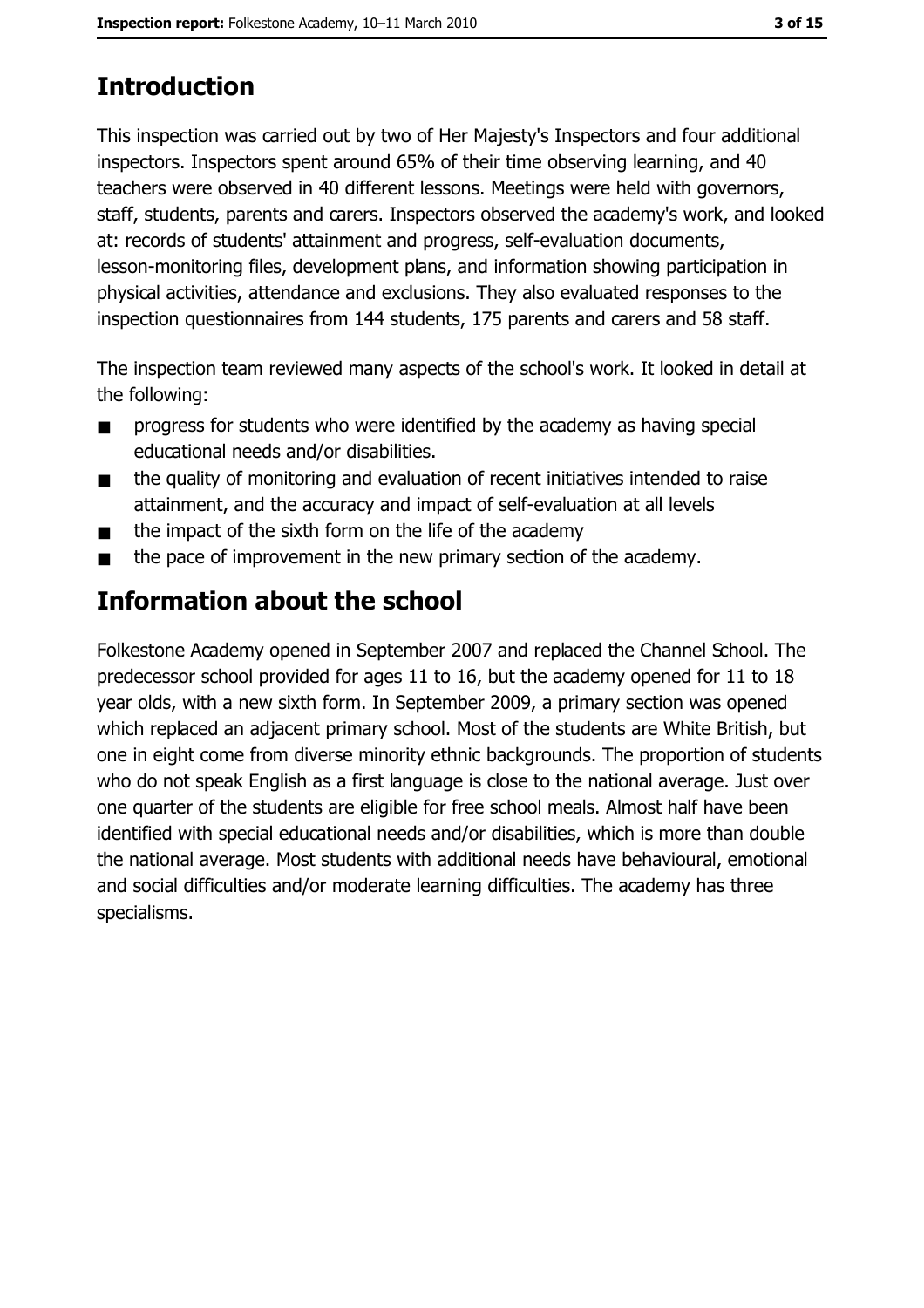## Introduction

This inspection was carried out by two of Her Majesty's Inspectors and four additional inspectors. Inspectors spent around 65% of their time observing learning, and 40 teachers were observed in 40 different lessons. Meetings were held with governors, staff, students, parents and carers. Inspectors observed the academy's work, and looked at: records of students' attainment and progress, self-evaluation documents, lesson-monitoring files, development plans, and information showing participation in physical activities, attendance and exclusions. They also evaluated responses to the inspection questionnaires from 144 students, 175 parents and carers and 58 staff.

The inspection team reviewed many aspects of the school's work. It looked in detail at the following:

- progress for students who were identified by the academy as having special educational needs and/or disabilities.
- the quality of monitoring and evaluation of recent initiatives intended to raise attainment, and the accuracy and impact of self-evaluation at all levels
- the impact of the sixth form on the life of the academy
- the pace of improvement in the new primary section of the academy.

## Information about the school

Folkestone Academy opened in September 2007 and replaced the Channel School. The predecessor school provided for ages 11 to 16, but the academy opened for 11 to 18 year olds, with a new sixth form. In September 2009, a primary section was opened which replaced an adjacent primary school. Most of the students are White British, but one in eight come from diverse minority ethnic backgrounds. The proportion of students who do not speak English as a first language is close to the national average. Just over one quarter of the students are eligible for free school meals. Almost half have been identified with special educational needs and/or disabilities, which is more than double the national average. Most students with additional needs have behavioural, emotional and social difficulties and/or moderate learning difficulties. The academy has three specialisms.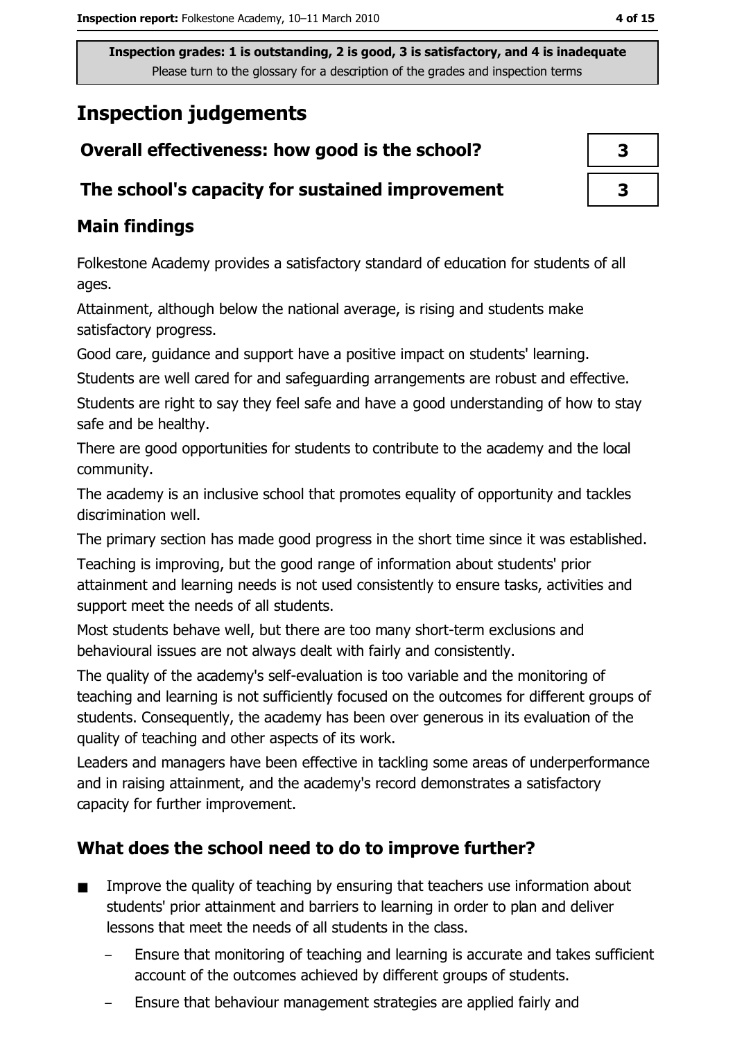Inspection grades: 1 is outstanding, 2 is good, 3 is satisfactory, and 4 is inadequate
Please turn to the glossary for a description of the grades and inspection terms

# Inspection judgements

| | |
|---|---|
| **Overall effectiveness: how good is the school?** | 3 |
| **The school's capacity for sustained improvement** | 3 |

## Main findings

Folkestone Academy provides a satisfactory standard of education for students of all ages.

Attainment, although below the national average, is rising and students make satisfactory progress.

Good care, guidance and support have a positive impact on students' learning.

Students are well cared for and safeguarding arrangements are robust and effective.

Students are right to say they feel safe and have a good understanding of how to stay safe and be healthy.

There are good opportunities for students to contribute to the academy and the local community.

The academy is an inclusive school that promotes equality of opportunity and tackles discrimination well.

The primary section has made good progress in the short time since it was established.

Teaching is improving, but the good range of information about students' prior attainment and learning needs is not used consistently to ensure tasks, activities and support meet the needs of all students.

Most students behave well, but there are too many short-term exclusions and behavioural issues are not always dealt with fairly and consistently.

The quality of the academy's self-evaluation is too variable and the monitoring of teaching and learning is not sufficiently focused on the outcomes for different groups of students. Consequently, the academy has been over generous in its evaluation of the quality of teaching and other aspects of its work.

Leaders and managers have been effective in tackling some areas of underperformance and in raising attainment, and the academy's record demonstrates a satisfactory capacity for further improvement.

## What does the school need to do to improve further?

- Improve the quality of teaching by ensuring that teachers use information about students' prior attainment and barriers to learning in order to plan and deliver lessons that meet the needs of all students in the class.
  - Ensure that monitoring of teaching and learning is accurate and takes sufficient account of the outcomes achieved by different groups of students.
  - Ensure that behaviour management strategies are applied fairly and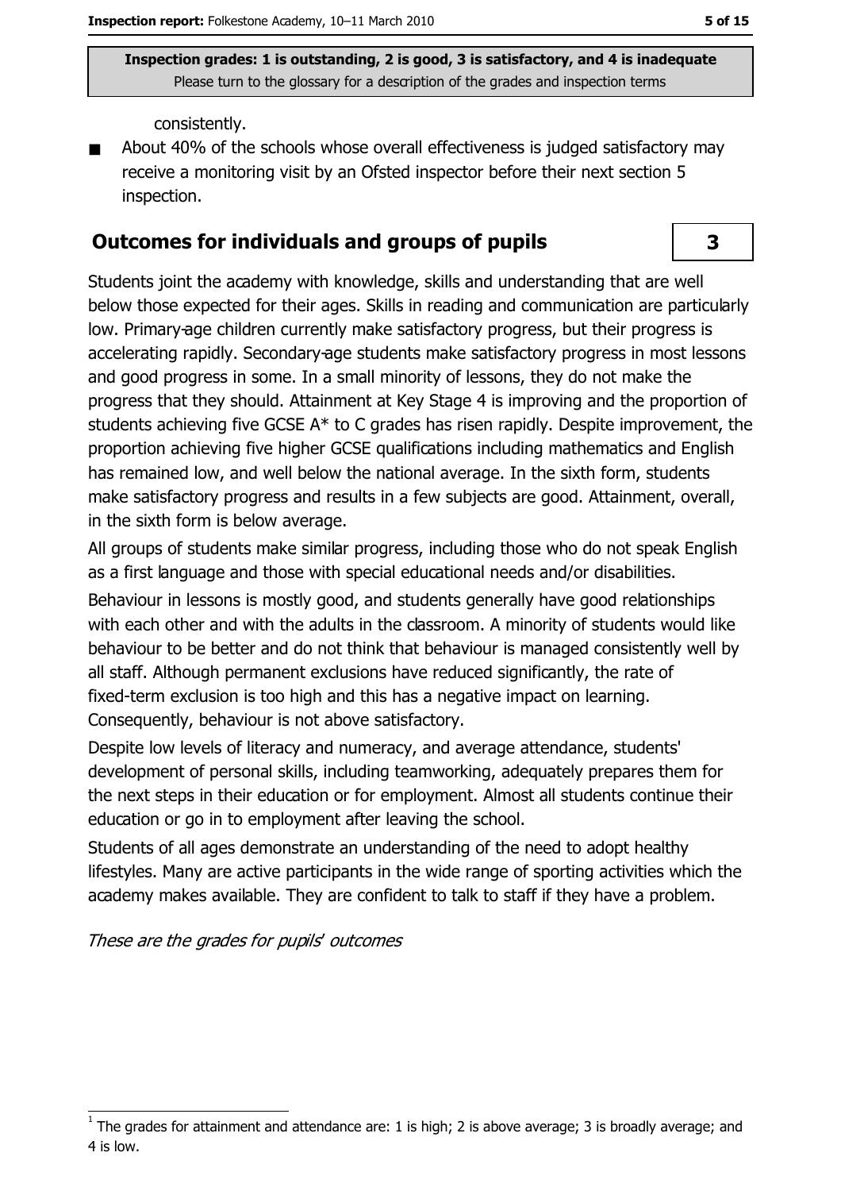**Inspection grades: 1 is outstanding, 2 is good, 3 is satisfactory, and 4 is inadequate**
Please turn to the glossary for a description of the grades and inspection terms

consistently.

- About 40% of the schools whose overall effectiveness is judged satisfactory may receive a monitoring visit by an Ofsted inspector before their next section 5 inspection.

## Outcomes for individuals and groups of pupils

**3**

Students joint the academy with knowledge, skills and understanding that are well below those expected for their ages. Skills in reading and communication are particularly low. Primary-age children currently make satisfactory progress, but their progress is accelerating rapidly. Secondary-age students make satisfactory progress in most lessons and good progress in some. In a small minority of lessons, they do not make the progress that they should. Attainment at Key Stage 4 is improving and the proportion of students achieving five GCSE A* to C grades has risen rapidly. Despite improvement, the proportion achieving five higher GCSE qualifications including mathematics and English has remained low, and well below the national average. In the sixth form, students make satisfactory progress and results in a few subjects are good. Attainment, overall, in the sixth form is below average.

All groups of students make similar progress, including those who do not speak English as a first language and those with special educational needs and/or disabilities.

Behaviour in lessons is mostly good, and students generally have good relationships with each other and with the adults in the classroom. A minority of students would like behaviour to be better and do not think that behaviour is managed consistently well by all staff. Although permanent exclusions have reduced significantly, the rate of fixed-term exclusion is too high and this has a negative impact on learning. Consequently, behaviour is not above satisfactory.

Despite low levels of literacy and numeracy, and average attendance, students' development of personal skills, including teamworking, adequately prepares them for the next steps in their education or for employment. Almost all students continue their education or go in to employment after leaving the school.

Students of all ages demonstrate an understanding of the need to adopt healthy lifestyles. Many are active participants in the wide range of sporting activities which the academy makes available. They are confident to talk to staff if they have a problem.

*These are the grades for pupils' outcomes*

---

[1] The grades for attainment and attendance are: 1 is high; 2 is above average; 3 is broadly average; and 4 is low.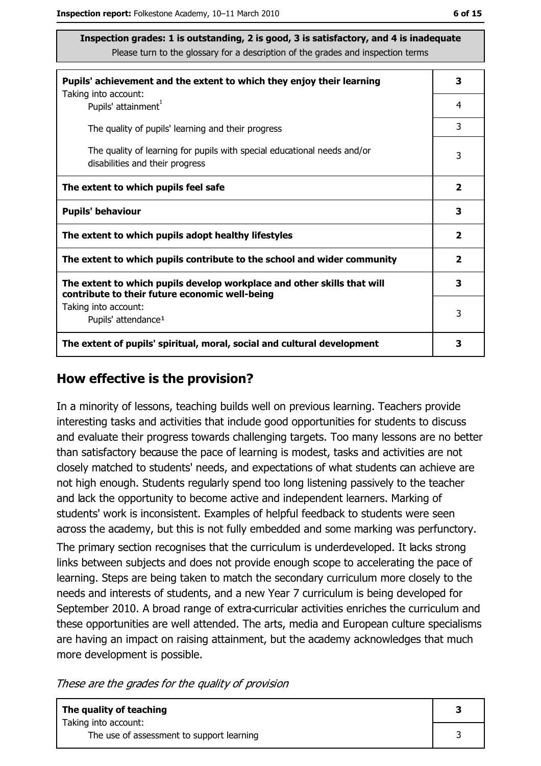**Inspection grades: 1 is outstanding, 2 is good, 3 is satisfactory, and 4 is inadequate**
Please turn to the glossary for a description of the grades and inspection terms

| | |
|---|---|
| **Pupils' achievement and the extent to which they enjoy their learning** | **3** |
| Taking into account: Pupils' attainment[1] | 4 |
| The quality of pupils' learning and their progress | 3 |
| The quality of learning for pupils with special educational needs and/or disabilities and their progress | 3 |
| **The extent to which pupils feel safe** | **2** |
| **Pupils' behaviour** | **3** |
| **The extent to which pupils adopt healthy lifestyles** | **2** |
| **The extent to which pupils contribute to the school and wider community** | **2** |
| **The extent to which pupils develop workplace and other skills that will contribute to their future economic well-being** | **3** |
| Taking into account: Pupils' attendance[1] | 3 |
| **The extent of pupils' spiritual, moral, social and cultural development** | **3** |

## How effective is the provision?

In a minority of lessons, teaching builds well on previous learning. Teachers provide interesting tasks and activities that include good opportunities for students to discuss and evaluate their progress towards challenging targets. Too many lessons are no better than satisfactory because the pace of learning is modest, tasks and activities are not closely matched to students' needs, and expectations of what students can achieve are not high enough. Students regularly spend too long listening passively to the teacher and lack the opportunity to become active and independent learners. Marking of students' work is inconsistent. Examples of helpful feedback to students were seen across the academy, but this is not fully embedded and some marking was perfunctory.

The primary section recognises that the curriculum is underdeveloped. It lacks strong links between subjects and does not provide enough scope to accelerating the pace of learning. Steps are being taken to match the secondary curriculum more closely to the needs and interests of students, and a new Year 7 curriculum is being developed for September 2010. A broad range of extra-curricular activities enriches the curriculum and these opportunities are well attended. The arts, media and European culture specialisms are having an impact on raising attainment, but the academy acknowledges that much more development is possible.

*These are the grades for the quality of provision*

| | |
|---|---|
| **The quality of teaching** | **3** |
| Taking into account: The use of assessment to support learning | 3 |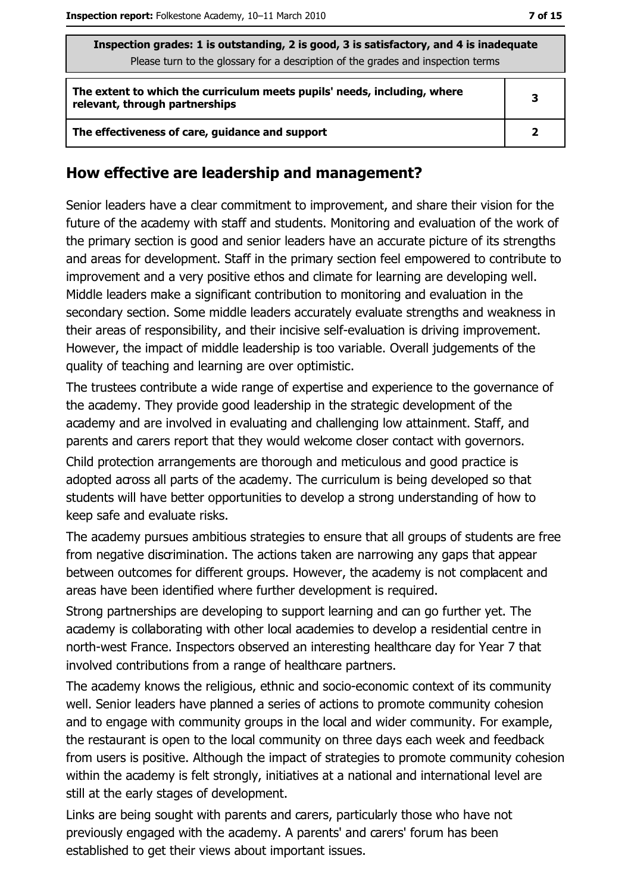| Inspection grades: 1 is outstanding, 2 is good, 3 is satisfactory, and 4 is inadequate<br>Please turn to the glossary for a description of the grades and inspection terms | |
| --- | --- |
| **The extent to which the curriculum meets pupils' needs, including, where relevant, through partnerships** | **3** |
| **The effectiveness of care, guidance and support** | **2** |

## How effective are leadership and management?

Senior leaders have a clear commitment to improvement, and share their vision for the future of the academy with staff and students. Monitoring and evaluation of the work of the primary section is good and senior leaders have an accurate picture of its strengths and areas for development. Staff in the primary section feel empowered to contribute to improvement and a very positive ethos and climate for learning are developing well. Middle leaders make a significant contribution to monitoring and evaluation in the secondary section. Some middle leaders accurately evaluate strengths and weakness in their areas of responsibility, and their incisive self-evaluation is driving improvement. However, the impact of middle leadership is too variable. Overall judgements of the quality of teaching and learning are over optimistic.

The trustees contribute a wide range of expertise and experience to the governance of the academy. They provide good leadership in the strategic development of the academy and are involved in evaluating and challenging low attainment. Staff, and parents and carers report that they would welcome closer contact with governors.

Child protection arrangements are thorough and meticulous and good practice is adopted across all parts of the academy. The curriculum is being developed so that students will have better opportunities to develop a strong understanding of how to keep safe and evaluate risks.

The academy pursues ambitious strategies to ensure that all groups of students are free from negative discrimination. The actions taken are narrowing any gaps that appear between outcomes for different groups. However, the academy is not complacent and areas have been identified where further development is required.

Strong partnerships are developing to support learning and can go further yet. The academy is collaborating with other local academies to develop a residential centre in north-west France. Inspectors observed an interesting healthcare day for Year 7 that involved contributions from a range of healthcare partners.

The academy knows the religious, ethnic and socio-economic context of its community well. Senior leaders have planned a series of actions to promote community cohesion and to engage with community groups in the local and wider community. For example, the restaurant is open to the local community on three days each week and feedback from users is positive. Although the impact of strategies to promote community cohesion within the academy is felt strongly, initiatives at a national and international level are still at the early stages of development.

Links are being sought with parents and carers, particularly those who have not previously engaged with the academy. A parents' and carers' forum has been established to get their views about important issues.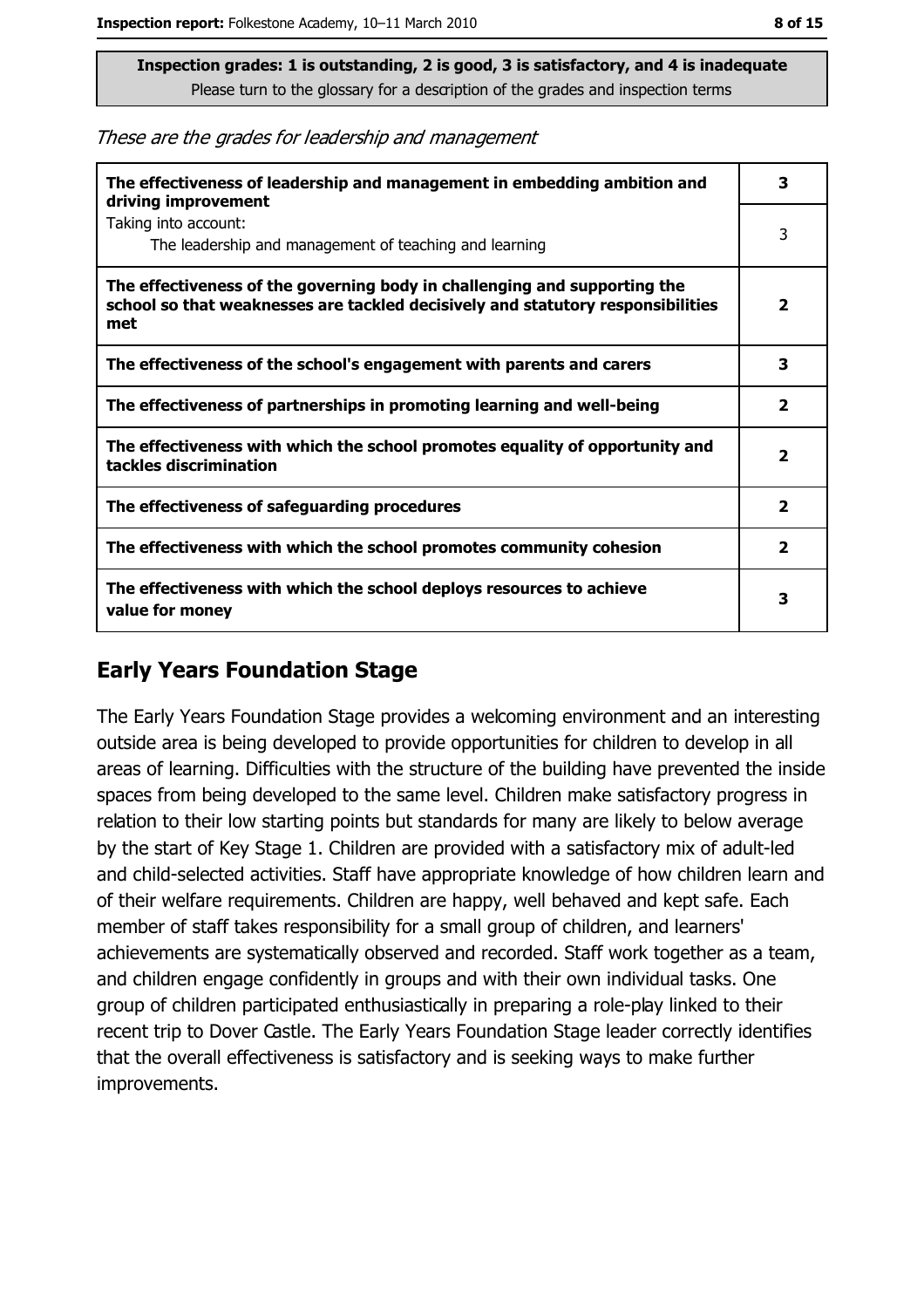**Inspection grades: 1 is outstanding, 2 is good, 3 is satisfactory, and 4 is inadequate**
Please turn to the glossary for a description of the grades and inspection terms

*These are the grades for leadership and management*

| | |
|---|---|
| **The effectiveness of leadership and management in embedding ambition and driving improvement** | **3** |
| Taking into account: The leadership and management of teaching and learning | 3 |
| **The effectiveness of the governing body in challenging and supporting the school so that weaknesses are tackled decisively and statutory responsibilities met** | **2** |
| **The effectiveness of the school's engagement with parents and carers** | **3** |
| **The effectiveness of partnerships in promoting learning and well-being** | **2** |
| **The effectiveness with which the school promotes equality of opportunity and tackles discrimination** | **2** |
| **The effectiveness of safeguarding procedures** | **2** |
| **The effectiveness with which the school promotes community cohesion** | **2** |
| **The effectiveness with which the school deploys resources to achieve value for money** | **3** |

## Early Years Foundation Stage

The Early Years Foundation Stage provides a welcoming environment and an interesting outside area is being developed to provide opportunities for children to develop in all areas of learning. Difficulties with the structure of the building have prevented the inside spaces from being developed to the same level. Children make satisfactory progress in relation to their low starting points but standards for many are likely to below average by the start of Key Stage 1. Children are provided with a satisfactory mix of adult-led and child-selected activities. Staff have appropriate knowledge of how children learn and of their welfare requirements. Children are happy, well behaved and kept safe. Each member of staff takes responsibility for a small group of children, and learners' achievements are systematically observed and recorded. Staff work together as a team, and children engage confidently in groups and with their own individual tasks. One group of children participated enthusiastically in preparing a role-play linked to their recent trip to Dover Castle. The Early Years Foundation Stage leader correctly identifies that the overall effectiveness is satisfactory and is seeking ways to make further improvements.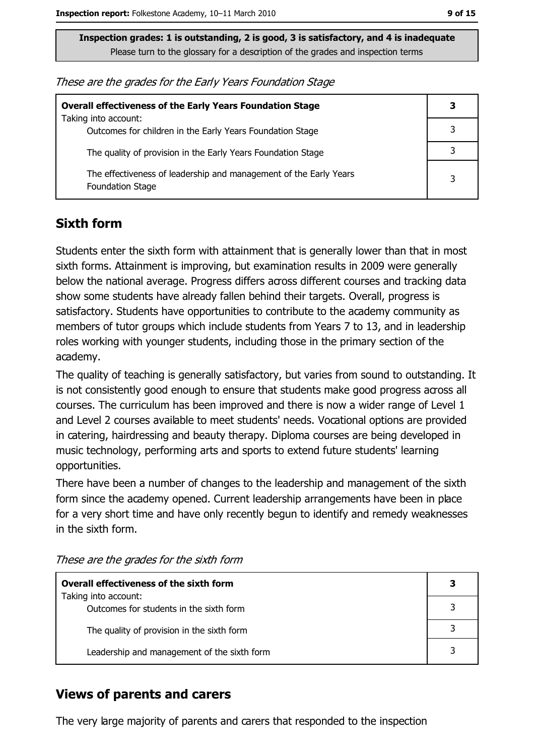Inspection grades: 1 is outstanding, 2 is good, 3 is satisfactory, and 4 is inadequate
Please turn to the glossary for a description of the grades and inspection terms

*These are the grades for the Early Years Foundation Stage*

| **Overall effectiveness of the Early Years Foundation Stage** Taking into account: | **3** |
|---|---|
| Outcomes for children in the Early Years Foundation Stage | 3 |
| The quality of provision in the Early Years Foundation Stage | 3 |
| The effectiveness of leadership and management of the Early Years Foundation Stage | 3 |

## Sixth form

Students enter the sixth form with attainment that is generally lower than that in most sixth forms. Attainment is improving, but examination results in 2009 were generally below the national average. Progress differs across different courses and tracking data show some students have already fallen behind their targets. Overall, progress is satisfactory. Students have opportunities to contribute to the academy community as members of tutor groups which include students from Years 7 to 13, and in leadership roles working with younger students, including those in the primary section of the academy.

The quality of teaching is generally satisfactory, but varies from sound to outstanding. It is not consistently good enough to ensure that students make good progress across all courses. The curriculum has been improved and there is now a wider range of Level 1 and Level 2 courses available to meet students' needs. Vocational options are provided in catering, hairdressing and beauty therapy. Diploma courses are being developed in music technology, performing arts and sports to extend future students' learning opportunities.

There have been a number of changes to the leadership and management of the sixth form since the academy opened. Current leadership arrangements have been in place for a very short time and have only recently begun to identify and remedy weaknesses in the sixth form.

*These are the grades for the sixth form*

| **Overall effectiveness of the sixth form** Taking into account: | **3** |
|---|---|
| Outcomes for students in the sixth form | 3 |
| The quality of provision in the sixth form | 3 |
| Leadership and management of the sixth form | 3 |

## Views of parents and carers

The very large majority of parents and carers that responded to the inspection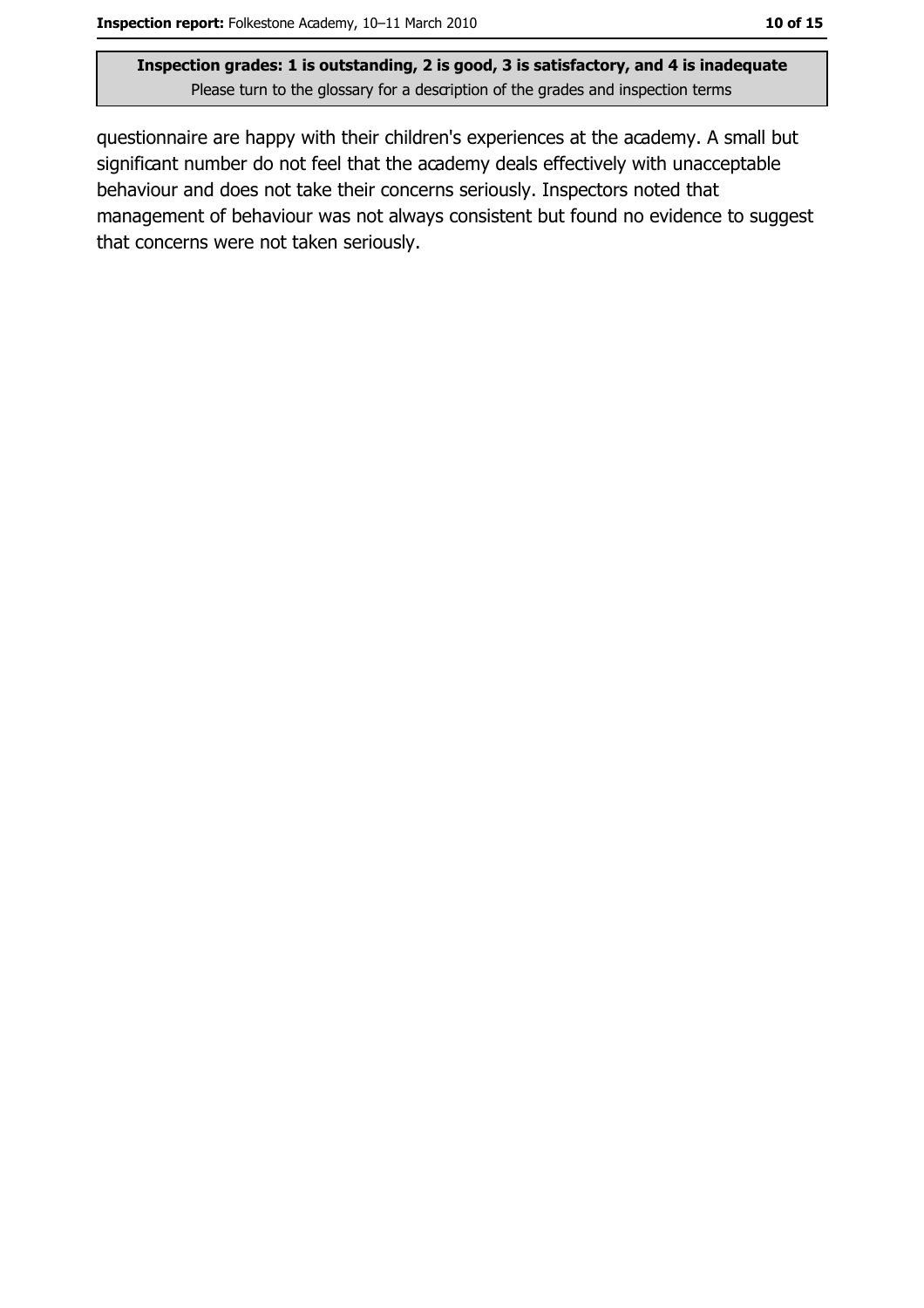questionnaire are happy with their children's experiences at the academy. A small but significant number do not feel that the academy deals effectively with unacceptable behaviour and does not take their concerns seriously. Inspectors noted that management of behaviour was not always consistent but found no evidence to suggest that concerns were not taken seriously.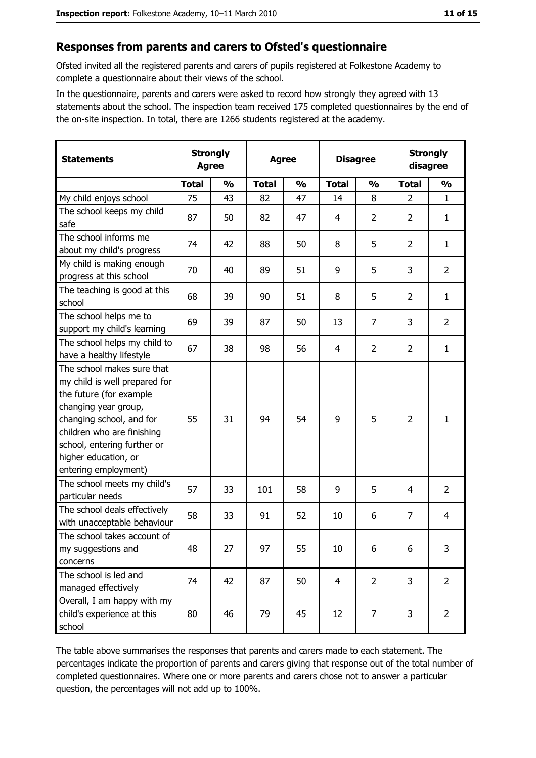## Responses from parents and carers to Ofsted's questionnaire

Ofsted invited all the registered parents and carers of pupils registered at Folkestone Academy to complete a questionnaire about their views of the school.

In the questionnaire, parents and carers were asked to record how strongly they agreed with 13 statements about the school. The inspection team received 175 completed questionnaires by the end of the on-site inspection. In total, there are 1266 students registered at the academy.

| Statements | Strongly Agree | | Agree | | Disagree | | Strongly disagree | |
|---|---|---|---|---|---|---|---|---|
| | Total | % | Total | % | Total | % | Total | % |
| My child enjoys school | 75 | 43 | 82 | 47 | 14 | 8 | 2 | 1 |
| The school keeps my child safe | 87 | 50 | 82 | 47 | 4 | 2 | 2 | 1 |
| The school informs me about my child's progress | 74 | 42 | 88 | 50 | 8 | 5 | 2 | 1 |
| My child is making enough progress at this school | 70 | 40 | 89 | 51 | 9 | 5 | 3 | 2 |
| The teaching is good at this school | 68 | 39 | 90 | 51 | 8 | 5 | 2 | 1 |
| The school helps me to support my child's learning | 69 | 39 | 87 | 50 | 13 | 7 | 3 | 2 |
| The school helps my child to have a healthy lifestyle | 67 | 38 | 98 | 56 | 4 | 2 | 2 | 1 |
| The school makes sure that my child is well prepared for the future (for example changing year group, changing school, and for children who are finishing school, entering further or higher education, or entering employment) | 55 | 31 | 94 | 54 | 9 | 5 | 2 | 1 |
| The school meets my child's particular needs | 57 | 33 | 101 | 58 | 9 | 5 | 4 | 2 |
| The school deals effectively with unacceptable behaviour | 58 | 33 | 91 | 52 | 10 | 6 | 7 | 4 |
| The school takes account of my suggestions and concerns | 48 | 27 | 97 | 55 | 10 | 6 | 6 | 3 |
| The school is led and managed effectively | 74 | 42 | 87 | 50 | 4 | 2 | 3 | 2 |
| Overall, I am happy with my child's experience at this school | 80 | 46 | 79 | 45 | 12 | 7 | 3 | 2 |

The table above summarises the responses that parents and carers made to each statement. The percentages indicate the proportion of parents and carers giving that response out of the total number of completed questionnaires. Where one or more parents and carers chose not to answer a particular question, the percentages will not add up to 100%.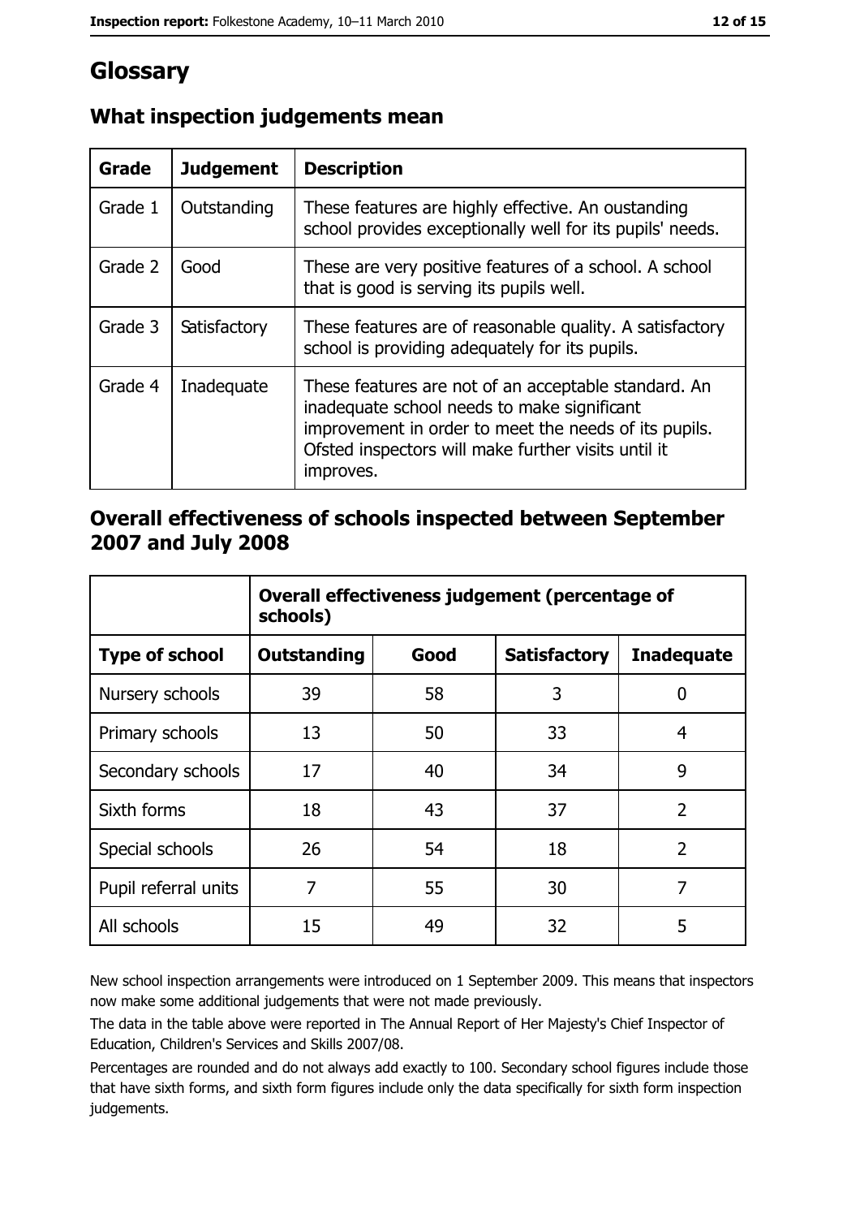# Glossary

## What inspection judgements mean

| Grade | Judgement | Description |
|---|---|---|
| Grade 1 | Outstanding | These features are highly effective. An oustanding school provides exceptionally well for its pupils' needs. |
| Grade 2 | Good | These are very positive features of a school. A school that is good is serving its pupils well. |
| Grade 3 | Satisfactory | These features are of reasonable quality. A satisfactory school is providing adequately for its pupils. |
| Grade 4 | Inadequate | These features are not of an acceptable standard. An inadequate school needs to make significant improvement in order to meet the needs of its pupils. Ofsted inspectors will make further visits until it improves. |

## Overall effectiveness of schools inspected between September 2007 and July 2008

| | Overall effectiveness judgement (percentage of schools) | | | |
|---|---|---|---|---|
| **Type of school** | **Outstanding** | **Good** | **Satisfactory** | **Inadequate** |
| Nursery schools | 39 | 58 | 3 | 0 |
| Primary schools | 13 | 50 | 33 | 4 |
| Secondary schools | 17 | 40 | 34 | 9 |
| Sixth forms | 18 | 43 | 37 | 2 |
| Special schools | 26 | 54 | 18 | 2 |
| Pupil referral units | 7 | 55 | 30 | 7 |
| All schools | 15 | 49 | 32 | 5 |

New school inspection arrangements were introduced on 1 September 2009. This means that inspectors now make some additional judgements that were not made previously.

The data in the table above were reported in The Annual Report of Her Majesty's Chief Inspector of Education, Children's Services and Skills 2007/08.

Percentages are rounded and do not always add exactly to 100. Secondary school figures include those that have sixth forms, and sixth form figures include only the data specifically for sixth form inspection judgements.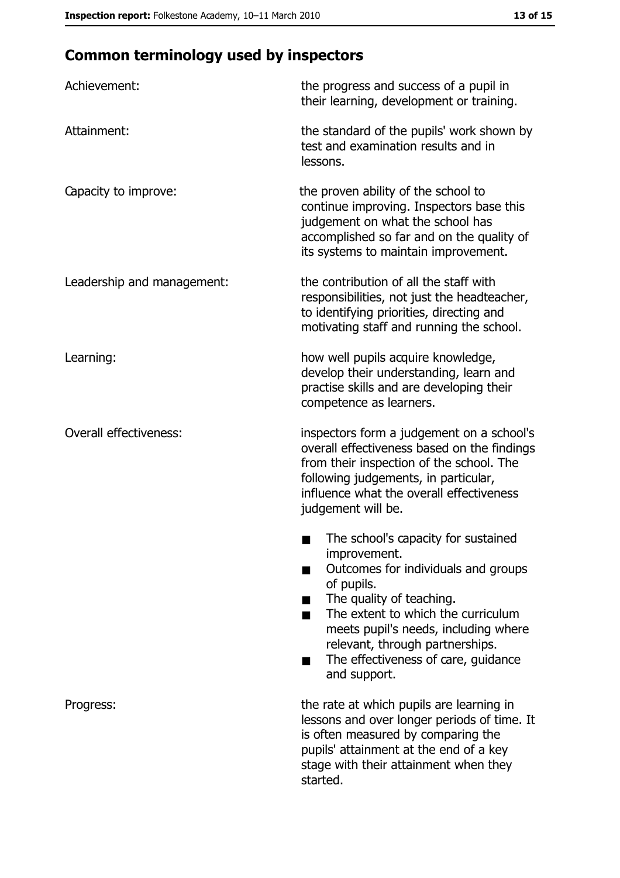## Common terminology used by inspectors

**Achievement:** the progress and success of a pupil in their learning, development or training.

**Attainment:** the standard of the pupils' work shown by test and examination results and in lessons.

**Capacity to improve:** the proven ability of the school to continue improving. Inspectors base this judgement on what the school has accomplished so far and on the quality of its systems to maintain improvement.

**Leadership and management:** the contribution of all the staff with responsibilities, not just the headteacher, to identifying priorities, directing and motivating staff and running the school.

**Learning:** how well pupils acquire knowledge, develop their understanding, learn and practise skills and are developing their competence as learners.

**Overall effectiveness:** inspectors form a judgement on a school's overall effectiveness based on the findings from their inspection of the school. The following judgements, in particular, influence what the overall effectiveness judgement will be.

- The school's capacity for sustained improvement.
- Outcomes for individuals and groups of pupils.
- The quality of teaching.
- The extent to which the curriculum meets pupil's needs, including where relevant, through partnerships.
- The effectiveness of care, guidance and support.

**Progress:** the rate at which pupils are learning in lessons and over longer periods of time. It is often measured by comparing the pupils' attainment at the end of a key stage with their attainment when they started.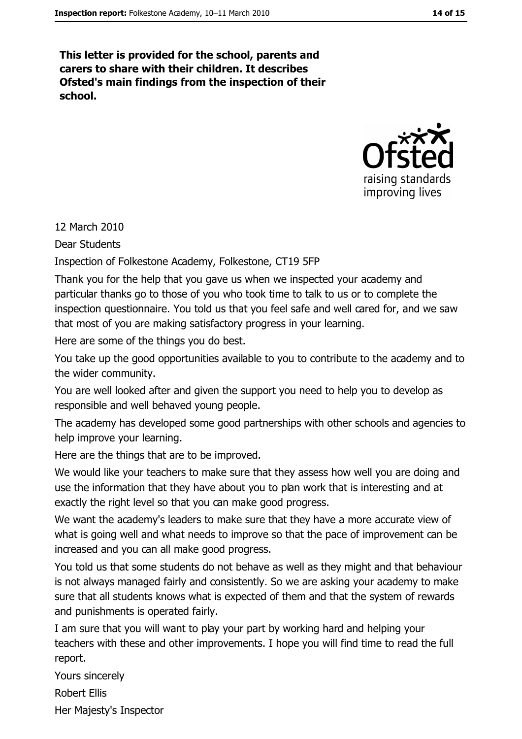**This letter is provided for the school, parents and carers to share with their children. It describes Ofsted's main findings from the inspection of their school.**

12 March 2010

Dear Students

Inspection of Folkestone Academy, Folkestone, CT19 5FP

Thank you for the help that you gave us when we inspected your academy and particular thanks go to those of you who took time to talk to us or to complete the inspection questionnaire. You told us that you feel safe and well cared for, and we saw that most of you are making satisfactory progress in your learning.

Here are some of the things you do best.

You take up the good opportunities available to you to contribute to the academy and to the wider community.

You are well looked after and given the support you need to help you to develop as responsible and well behaved young people.

The academy has developed some good partnerships with other schools and agencies to help improve your learning.

Here are the things that are to be improved.

We would like your teachers to make sure that they assess how well you are doing and use the information that they have about you to plan work that is interesting and at exactly the right level so that you can make good progress.

We want the academy's leaders to make sure that they have a more accurate view of what is going well and what needs to improve so that the pace of improvement can be increased and you can all make good progress.

You told us that some students do not behave as well as they might and that behaviour is not always managed fairly and consistently. So we are asking your academy to make sure that all students knows what is expected of them and that the system of rewards and punishments is operated fairly.

I am sure that you will want to play your part by working hard and helping your teachers with these and other improvements. I hope you will find time to read the full report.

Yours sincerely

Robert Ellis

Her Majesty's Inspector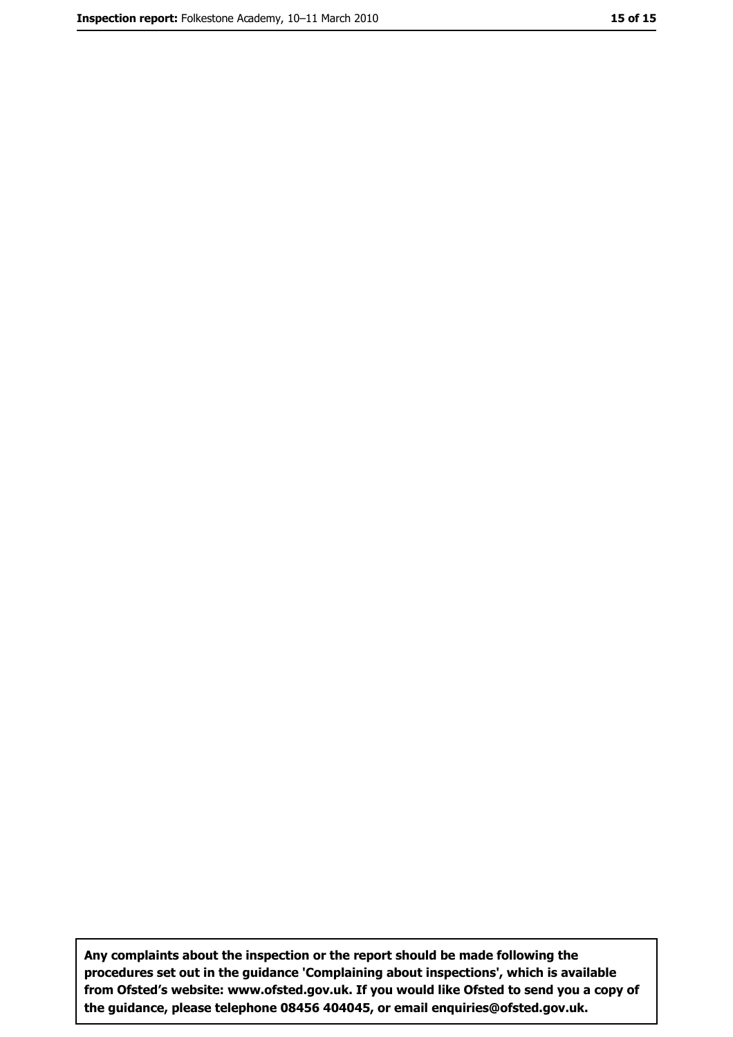**Any complaints about the inspection or the report should be made following the procedures set out in the guidance 'Complaining about inspections', which is available from Ofsted's website: www.ofsted.gov.uk. If you would like Ofsted to send you a copy of the guidance, please telephone 08456 404045, or email enquiries@ofsted.gov.uk.**